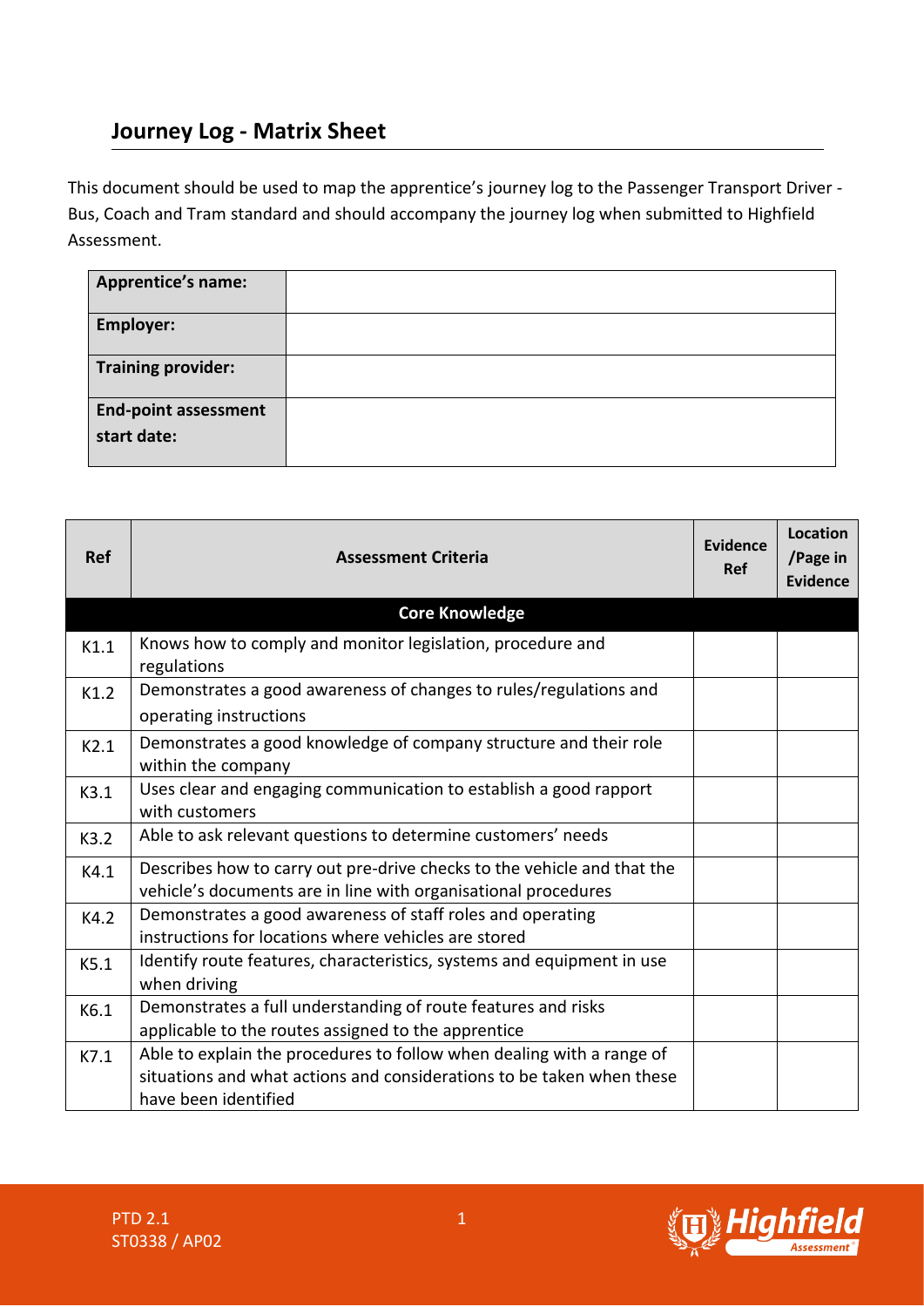## Journey Log - Matrix Sheet

This document should be used to map the apprentice's journey log to the Passenger Transport Driver - Bus, Coach and Tram standard and should accompany the journey log when submitted to Highfield Assessment.

| | |
|---|---|
| **Apprentice's name:** | |
| **Employer:** | |
| **Training provider:** | |
| **End-point assessment start date:** | |

| Ref | Assessment Criteria | Evidence Ref | Location /Page in Evidence |
|---|---|---|---|
| | **Core Knowledge** | | |
| K1.1 | Knows how to comply and monitor legislation, procedure and regulations | | |
| K1.2 | Demonstrates a good awareness of changes to rules/regulations and operating instructions | | |
| K2.1 | Demonstrates a good knowledge of company structure and their role within the company | | |
| K3.1 | Uses clear and engaging communication to establish a good rapport with customers | | |
| K3.2 | Able to ask relevant questions to determine customers' needs | | |
| K4.1 | Describes how to carry out pre-drive checks to the vehicle and that the vehicle's documents are in line with organisational procedures | | |
| K4.2 | Demonstrates a good awareness of staff roles and operating instructions for locations where vehicles are stored | | |
| K5.1 | Identify route features, characteristics, systems and equipment in use when driving | | |
| K6.1 | Demonstrates a full understanding of route features and risks applicable to the routes assigned to the apprentice | | |
| K7.1 | Able to explain the procedures to follow when dealing with a range of situations and what actions and considerations to be taken when these have been identified | | |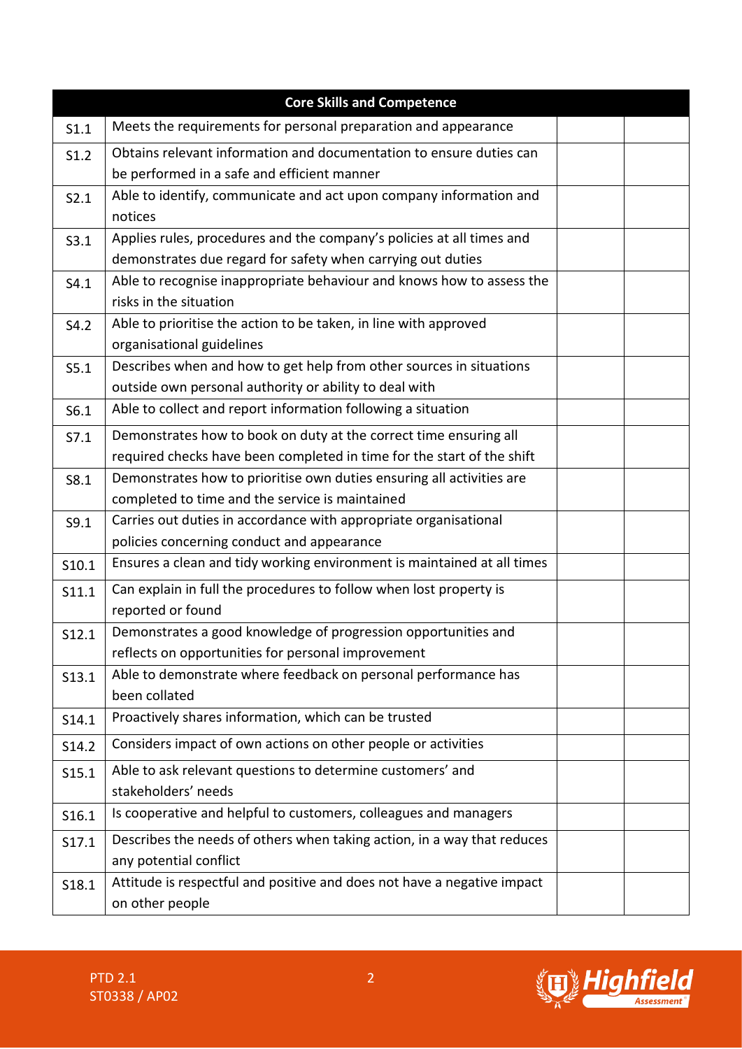| Core Skills and Competence | | | |
|---|---|---|---|
| S1.1 | Meets the requirements for personal preparation and appearance | | |
| S1.2 | Obtains relevant information and documentation to ensure duties can be performed in a safe and efficient manner | | |
| S2.1 | Able to identify, communicate and act upon company information and notices | | |
| S3.1 | Applies rules, procedures and the company's policies at all times and demonstrates due regard for safety when carrying out duties | | |
| S4.1 | Able to recognise inappropriate behaviour and knows how to assess the risks in the situation | | |
| S4.2 | Able to prioritise the action to be taken, in line with approved organisational guidelines | | |
| S5.1 | Describes when and how to get help from other sources in situations outside own personal authority or ability to deal with | | |
| S6.1 | Able to collect and report information following a situation | | |
| S7.1 | Demonstrates how to book on duty at the correct time ensuring all required checks have been completed in time for the start of the shift | | |
| S8.1 | Demonstrates how to prioritise own duties ensuring all activities are completed to time and the service is maintained | | |
| S9.1 | Carries out duties in accordance with appropriate organisational policies concerning conduct and appearance | | |
| S10.1 | Ensures a clean and tidy working environment is maintained at all times | | |
| S11.1 | Can explain in full the procedures to follow when lost property is reported or found | | |
| S12.1 | Demonstrates a good knowledge of progression opportunities and reflects on opportunities for personal improvement | | |
| S13.1 | Able to demonstrate where feedback on personal performance has been collated | | |
| S14.1 | Proactively shares information, which can be trusted | | |
| S14.2 | Considers impact of own actions on other people or activities | | |
| S15.1 | Able to ask relevant questions to determine customers' and stakeholders' needs | | |
| S16.1 | Is cooperative and helpful to customers, colleagues and managers | | |
| S17.1 | Describes the needs of others when taking action, in a way that reduces any potential conflict | | |
| S18.1 | Attitude is respectful and positive and does not have a negative impact on other people | | |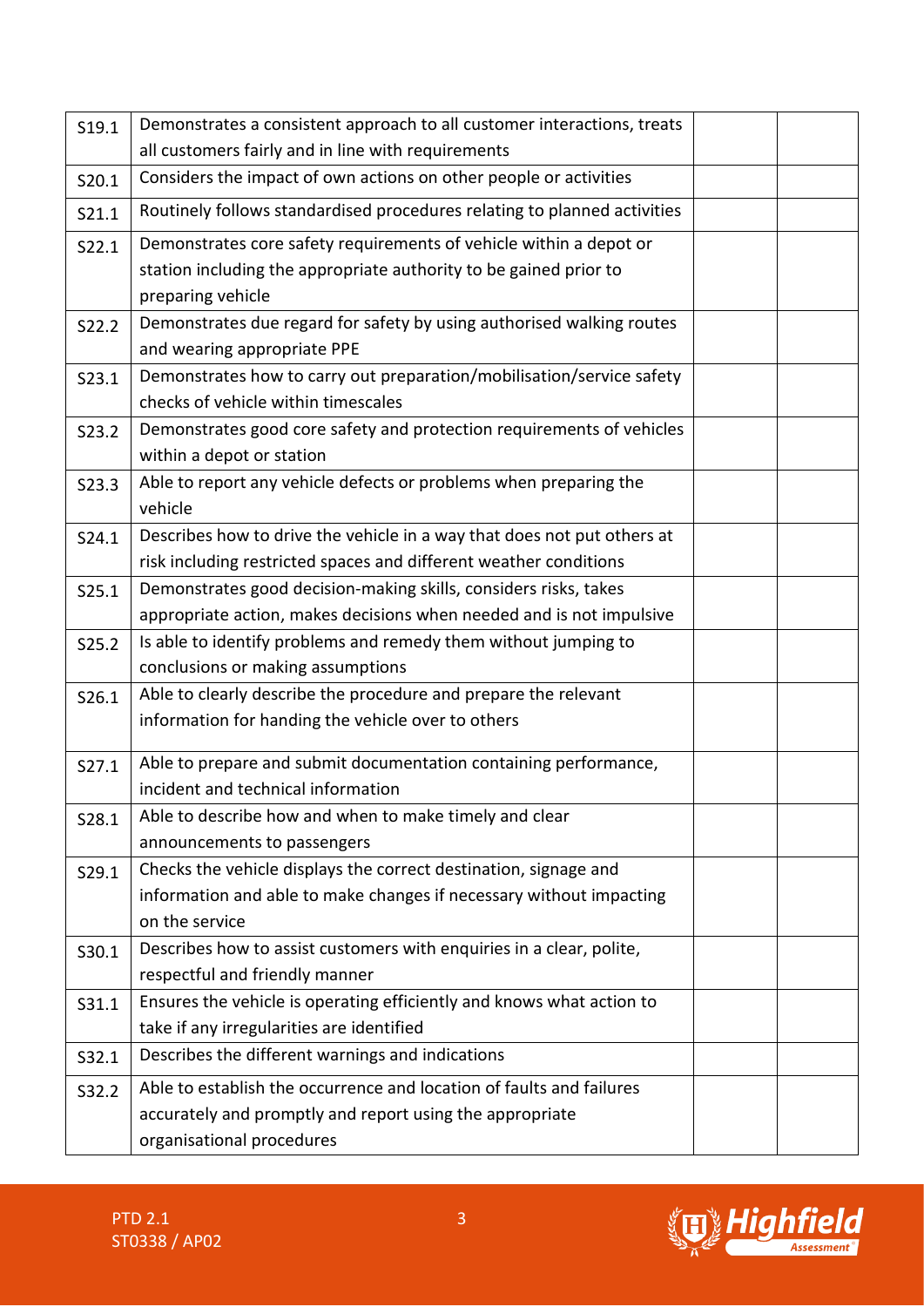| | | | |
|---|---|---|---|
| S19.1 | Demonstrates a consistent approach to all customer interactions, treats all customers fairly and in line with requirements | | |
| S20.1 | Considers the impact of own actions on other people or activities | | |
| S21.1 | Routinely follows standardised procedures relating to planned activities | | |
| S22.1 | Demonstrates core safety requirements of vehicle within a depot or station including the appropriate authority to be gained prior to preparing vehicle | | |
| S22.2 | Demonstrates due regard for safety by using authorised walking routes and wearing appropriate PPE | | |
| S23.1 | Demonstrates how to carry out preparation/mobilisation/service safety checks of vehicle within timescales | | |
| S23.2 | Demonstrates good core safety and protection requirements of vehicles within a depot or station | | |
| S23.3 | Able to report any vehicle defects or problems when preparing the vehicle | | |
| S24.1 | Describes how to drive the vehicle in a way that does not put others at risk including restricted spaces and different weather conditions | | |
| S25.1 | Demonstrates good decision-making skills, considers risks, takes appropriate action, makes decisions when needed and is not impulsive | | |
| S25.2 | Is able to identify problems and remedy them without jumping to conclusions or making assumptions | | |
| S26.1 | Able to clearly describe the procedure and prepare the relevant information for handing the vehicle over to others | | |
| S27.1 | Able to prepare and submit documentation containing performance, incident and technical information | | |
| S28.1 | Able to describe how and when to make timely and clear announcements to passengers | | |
| S29.1 | Checks the vehicle displays the correct destination, signage and information and able to make changes if necessary without impacting on the service | | |
| S30.1 | Describes how to assist customers with enquiries in a clear, polite, respectful and friendly manner | | |
| S31.1 | Ensures the vehicle is operating efficiently and knows what action to take if any irregularities are identified | | |
| S32.1 | Describes the different warnings and indications | | |
| S32.2 | Able to establish the occurrence and location of faults and failures accurately and promptly and report using the appropriate organisational procedures | | |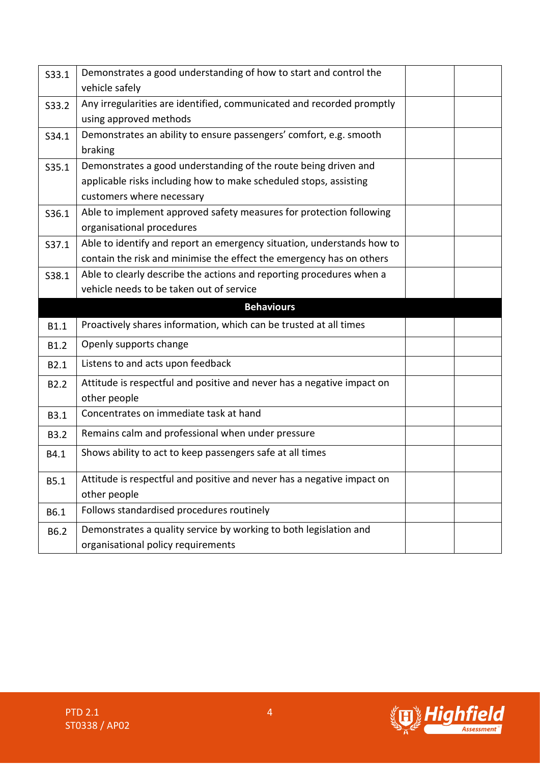| | | | |
|---|---|---|---|
| S33.1 | Demonstrates a good understanding of how to start and control the vehicle safely | | |
| S33.2 | Any irregularities are identified, communicated and recorded promptly using approved methods | | |
| S34.1 | Demonstrates an ability to ensure passengers' comfort, e.g. smooth braking | | |
| S35.1 | Demonstrates a good understanding of the route being driven and applicable risks including how to make scheduled stops, assisting customers where necessary | | |
| S36.1 | Able to implement approved safety measures for protection following organisational procedures | | |
| S37.1 | Able to identify and report an emergency situation, understands how to contain the risk and minimise the effect the emergency has on others | | |
| S38.1 | Able to clearly describe the actions and reporting procedures when a vehicle needs to be taken out of service | | |
| | **Behaviours** | | |
| B1.1 | Proactively shares information, which can be trusted at all times | | |
| B1.2 | Openly supports change | | |
| B2.1 | Listens to and acts upon feedback | | |
| B2.2 | Attitude is respectful and positive and never has a negative impact on other people | | |
| B3.1 | Concentrates on immediate task at hand | | |
| B3.2 | Remains calm and professional when under pressure | | |
| B4.1 | Shows ability to act to keep passengers safe at all times | | |
| B5.1 | Attitude is respectful and positive and never has a negative impact on other people | | |
| B6.1 | Follows standardised procedures routinely | | |
| B6.2 | Demonstrates a quality service by working to both legislation and organisational policy requirements | | |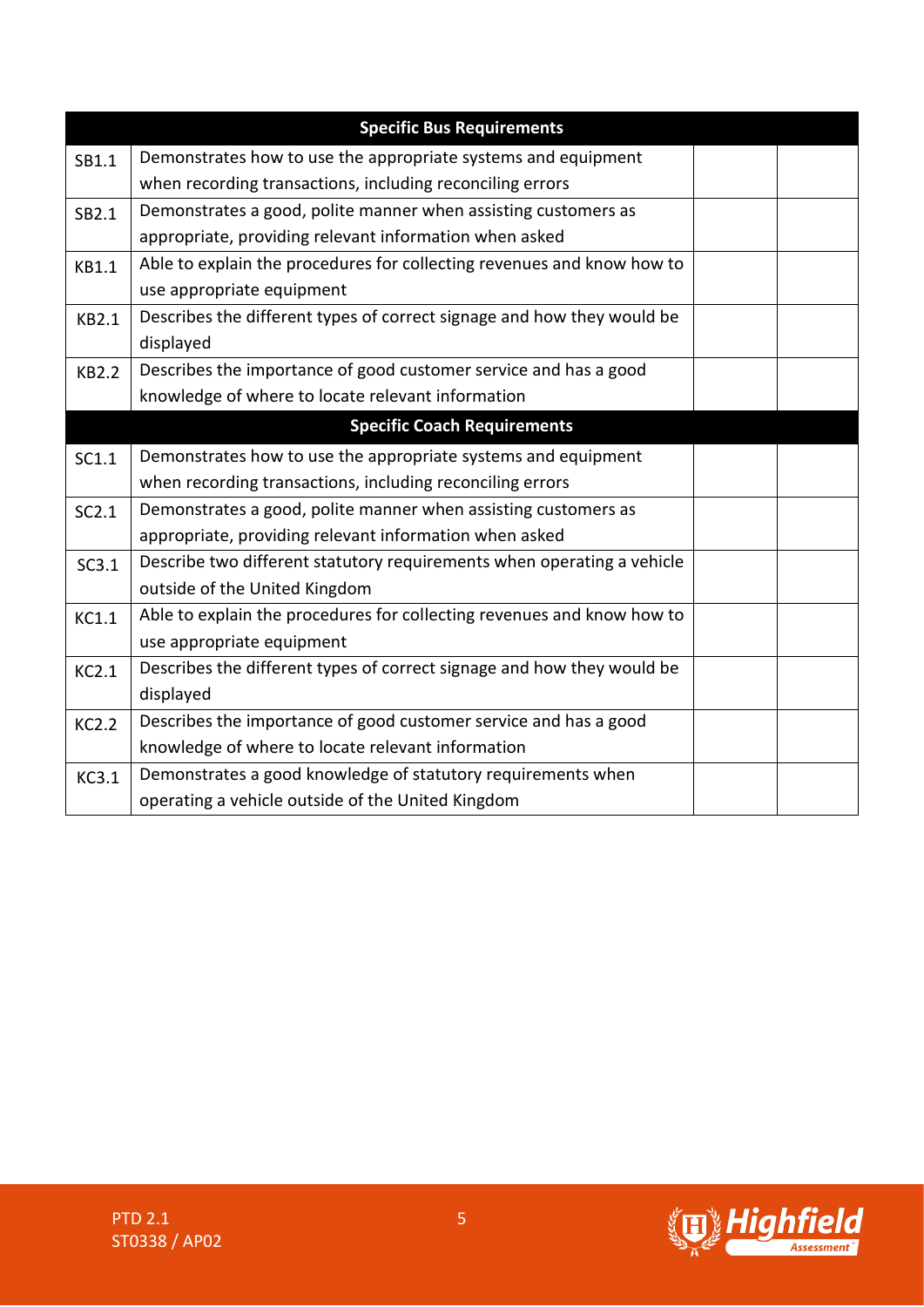| | Specific Bus Requirements | | |
|---|---|---|---|
| SB1.1 | Demonstrates how to use the appropriate systems and equipment when recording transactions, including reconciling errors | | |
| SB2.1 | Demonstrates a good, polite manner when assisting customers as appropriate, providing relevant information when asked | | |
| KB1.1 | Able to explain the procedures for collecting revenues and know how to use appropriate equipment | | |
| KB2.1 | Describes the different types of correct signage and how they would be displayed | | |
| KB2.2 | Describes the importance of good customer service and has a good knowledge of where to locate relevant information | | |
| | **Specific Coach Requirements** | | |
| SC1.1 | Demonstrates how to use the appropriate systems and equipment when recording transactions, including reconciling errors | | |
| SC2.1 | Demonstrates a good, polite manner when assisting customers as appropriate, providing relevant information when asked | | |
| SC3.1 | Describe two different statutory requirements when operating a vehicle outside of the United Kingdom | | |
| KC1.1 | Able to explain the procedures for collecting revenues and know how to use appropriate equipment | | |
| KC2.1 | Describes the different types of correct signage and how they would be displayed | | |
| KC2.2 | Describes the importance of good customer service and has a good knowledge of where to locate relevant information | | |
| KC3.1 | Demonstrates a good knowledge of statutory requirements when operating a vehicle outside of the United Kingdom | | |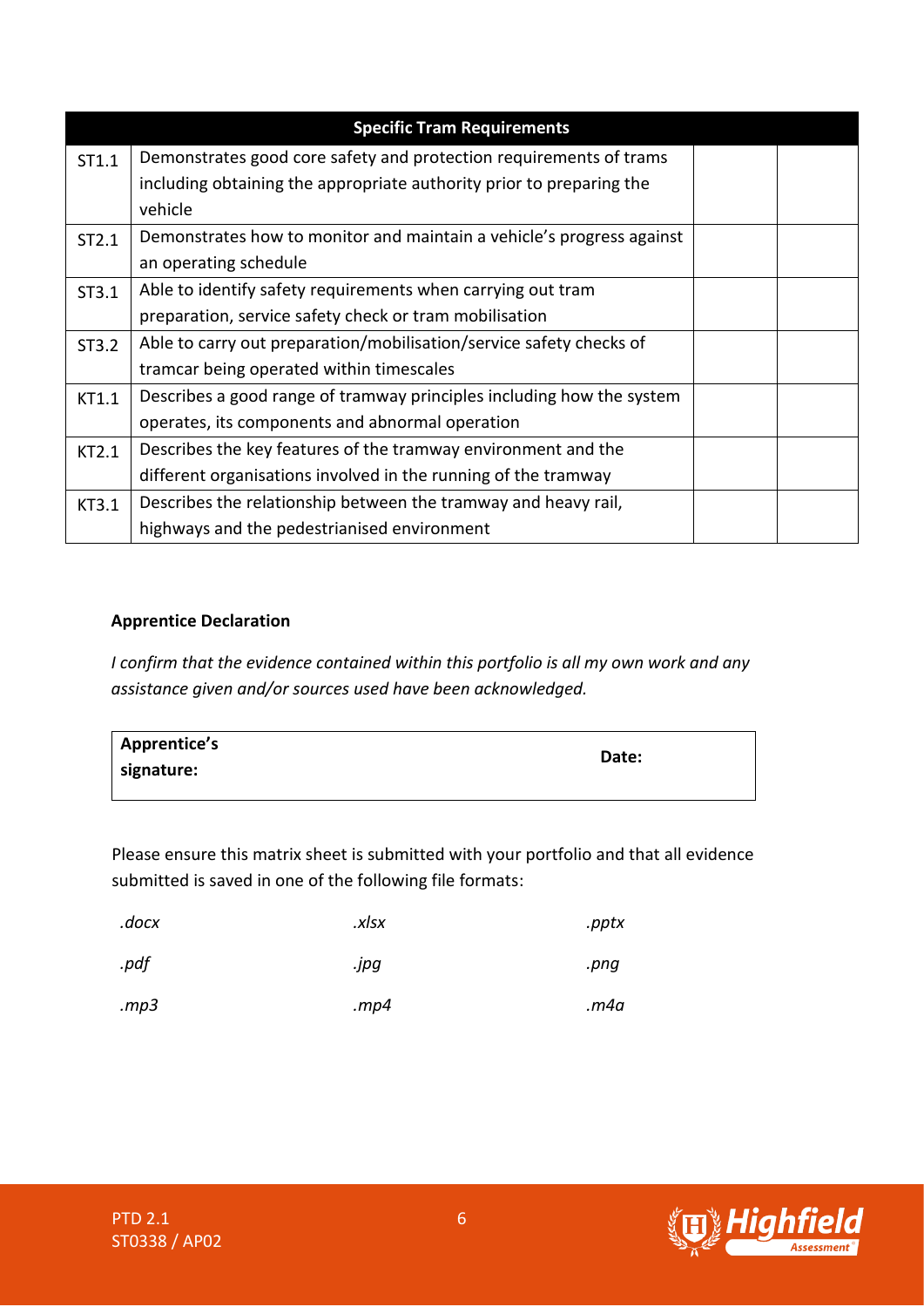| Specific Tram Requirements | | | |
|---|---|---|---|
| ST1.1 | Demonstrates good core safety and protection requirements of trams including obtaining the appropriate authority prior to preparing the vehicle | | |
| ST2.1 | Demonstrates how to monitor and maintain a vehicle's progress against an operating schedule | | |
| ST3.1 | Able to identify safety requirements when carrying out tram preparation, service safety check or tram mobilisation | | |
| ST3.2 | Able to carry out preparation/mobilisation/service safety checks of tramcar being operated within timescales | | |
| KT1.1 | Describes a good range of tramway principles including how the system operates, its components and abnormal operation | | |
| KT2.1 | Describes the key features of the tramway environment and the different organisations involved in the running of the tramway | | |
| KT3.1 | Describes the relationship between the tramway and heavy rail, highways and the pedestrianised environment | | |

**Apprentice Declaration**

*I confirm that the evidence contained within this portfolio is all my own work and any assistance given and/or sources used have been acknowledged.*

| | |
|---|---|
| **Apprentice's signature:** | **Date:** |

Please ensure this matrix sheet is submitted with your portfolio and that all evidence submitted is saved in one of the following file formats:

| | | |
|---|---|---|
| *.docx* | *.xlsx* | *.pptx* |
| *.pdf* | *.jpg* | *.png* |
| *.mp3* | *.mp4* | *.m4a* |